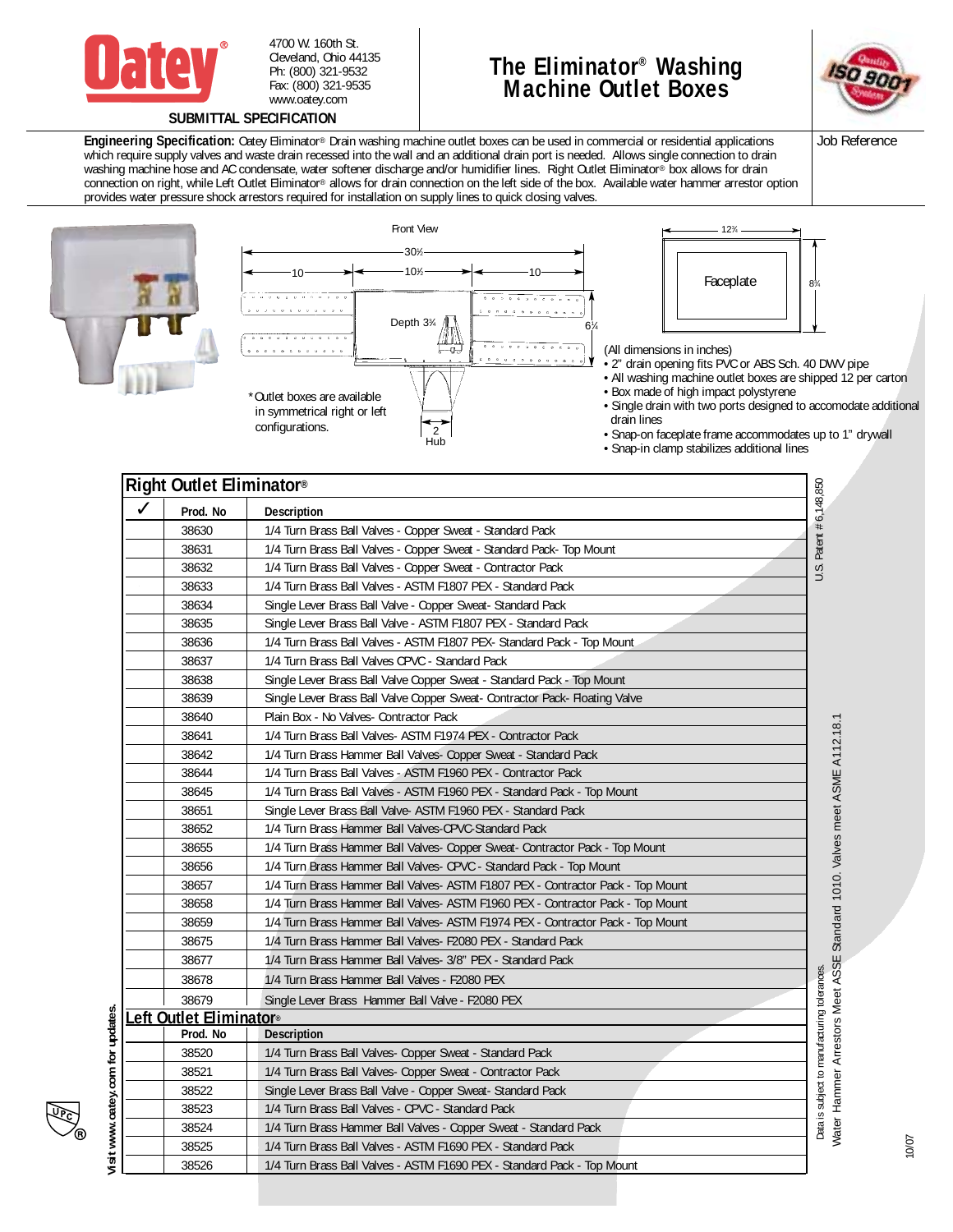Oatey®

4700 W. 160th St.
Cleveland, Ohio 44135
Ph: (800) 321-9532
Fax: (800) 321-9535
www.oatey.com

SUBMITTAL SPECIFICATION

# The Eliminator® Washing Machine Outlet Boxes

Job Reference

**Engineering Specification:** Oatey Eliminator® Drain washing machine outlet boxes can be used in commercial or residential applications which require supply valves and waste drain recessed into the wall and an additional drain port is needed. Allows single connection to drain washing machine hose and AC condensate, water softener discharge and/or humidifier lines. Right Outlet Eliminator® box allows for drain connection on right, while Left Outlet Eliminator® allows for drain connection on the left side of the box. Available water hammer arrestor option provides water pressure shock arrestors required for installation on supply lines to quick closing valves.

Front View

30½ — 10 — 10½ — 10

Depth 3¾ — 6¼

2 Hub

*Outlet boxes are available in symmetrical right or left configurations.

Faceplate — 12⅜ — 8¼

(All dimensions in inches)

- 2" drain opening fits PVC or ABS Sch. 40 DWV pipe
- All washing machine outlet boxes are shipped 12 per carton
- Box made of high impact polystyrene
- Single drain with two ports designed to accomodate additional drain lines
- Snap-on faceplate frame accommodates up to 1" drywall
- Snap-in clamp stabilizes additional lines

## Right Outlet Eliminator®

| ✓ | Prod. No | Description |
|---|---|---|
| | 38630 | 1/4 Turn Brass Ball Valves - Copper Sweat - Standard Pack |
| | 38631 | 1/4 Turn Brass Ball Valves - Copper Sweat - Standard Pack- Top Mount |
| | 38632 | 1/4 Turn Brass Ball Valves - Copper Sweat - Contractor Pack |
| | 38633 | 1/4 Turn Brass Ball Valves - ASTM F1807 PEX - Standard Pack |
| | 38634 | Single Lever Brass Ball Valve - Copper Sweat- Standard Pack |
| | 38635 | Single Lever Brass Ball Valve - ASTM F1807 PEX - Standard Pack |
| | 38636 | 1/4 Turn Brass Ball Valves - ASTM F1807 PEX- Standard Pack - Top Mount |
| | 38637 | 1/4 Turn Brass Ball Valves CPVC - Standard Pack |
| | 38638 | Single Lever Brass Ball Valve Copper Sweat - Standard Pack - Top Mount |
| | 38639 | Single Lever Brass Ball Valve Copper Sweat- Contractor Pack- Floating Valve |
| | 38640 | Plain Box - No Valves- Contractor Pack |
| | 38641 | 1/4 Turn Brass Ball Valves- ASTM F1974 PEX - Contractor Pack |
| | 38642 | 1/4 Turn Brass Hammer Ball Valves- Copper Sweat - Standard Pack |
| | 38644 | 1/4 Turn Brass Ball Valves - ASTM F1960 PEX - Contractor Pack |
| | 38645 | 1/4 Turn Brass Ball Valves - ASTM F1960 PEX - Standard Pack - Top Mount |
| | 38651 | Single Lever Brass Ball Valve- ASTM F1960 PEX - Standard Pack |
| | 38652 | 1/4 Turn Brass Hammer Ball Valves-CPVC-Standard Pack |
| | 38655 | 1/4 Turn Brass Hammer Ball Valves- Copper Sweat- Contractor Pack - Top Mount |
| | 38656 | 1/4 Turn Brass Hammer Ball Valves- CPVC - Standard Pack - Top Mount |
| | 38657 | 1/4 Turn Brass Hammer Ball Valves- ASTM F1807 PEX - Contractor Pack - Top Mount |
| | 38658 | 1/4 Turn Brass Hammer Ball Valves- ASTM F1960 PEX - Contractor Pack - Top Mount |
| | 38659 | 1/4 Turn Brass Hammer Ball Valves- ASTM F1974 PEX - Contractor Pack - Top Mount |
| | 38675 | 1/4 Turn Brass Hammer Ball Valves- F2080 PEX - Standard Pack |
| | 38677 | 1/4 Turn Brass Hammer Ball Valves- 3/8" PEX - Standard Pack |
| | 38678 | 1/4 Turn Brass Hammer Ball Valves - F2080 PEX |
| | 38679 | Single Lever Brass Hammer Ball Valve - F2080 PEX |

## Left Outlet Eliminator®

| ✓ | Prod. No | Description |
|---|---|---|
| | 38520 | 1/4 Turn Brass Ball Valves- Copper Sweat - Standard Pack |
| | 38521 | 1/4 Turn Brass Ball Valves- Copper Sweat - Contractor Pack |
| | 38522 | Single Lever Brass Ball Valve - Copper Sweat- Standard Pack |
| | 38523 | 1/4 Turn Brass Ball Valves - CPVC - Standard Pack |
| | 38524 | 1/4 Turn Brass Hammer Ball Valves - Copper Sweat - Standard Pack |
| | 38525 | 1/4 Turn Brass Ball Valves - ASTM F1690 PEX - Standard Pack |
| | 38526 | 1/4 Turn Brass Ball Valves - ASTM F1690 PEX - Standard Pack - Top Mount |

U.S. Patent # 6,148,850

Water Hammer Arrestors Meet ASSE Standard 1010. Valves meet ASME A112.18.1

Data is subject to manufacturing tolerances.

Visit www.oatey.com for updates.

10/07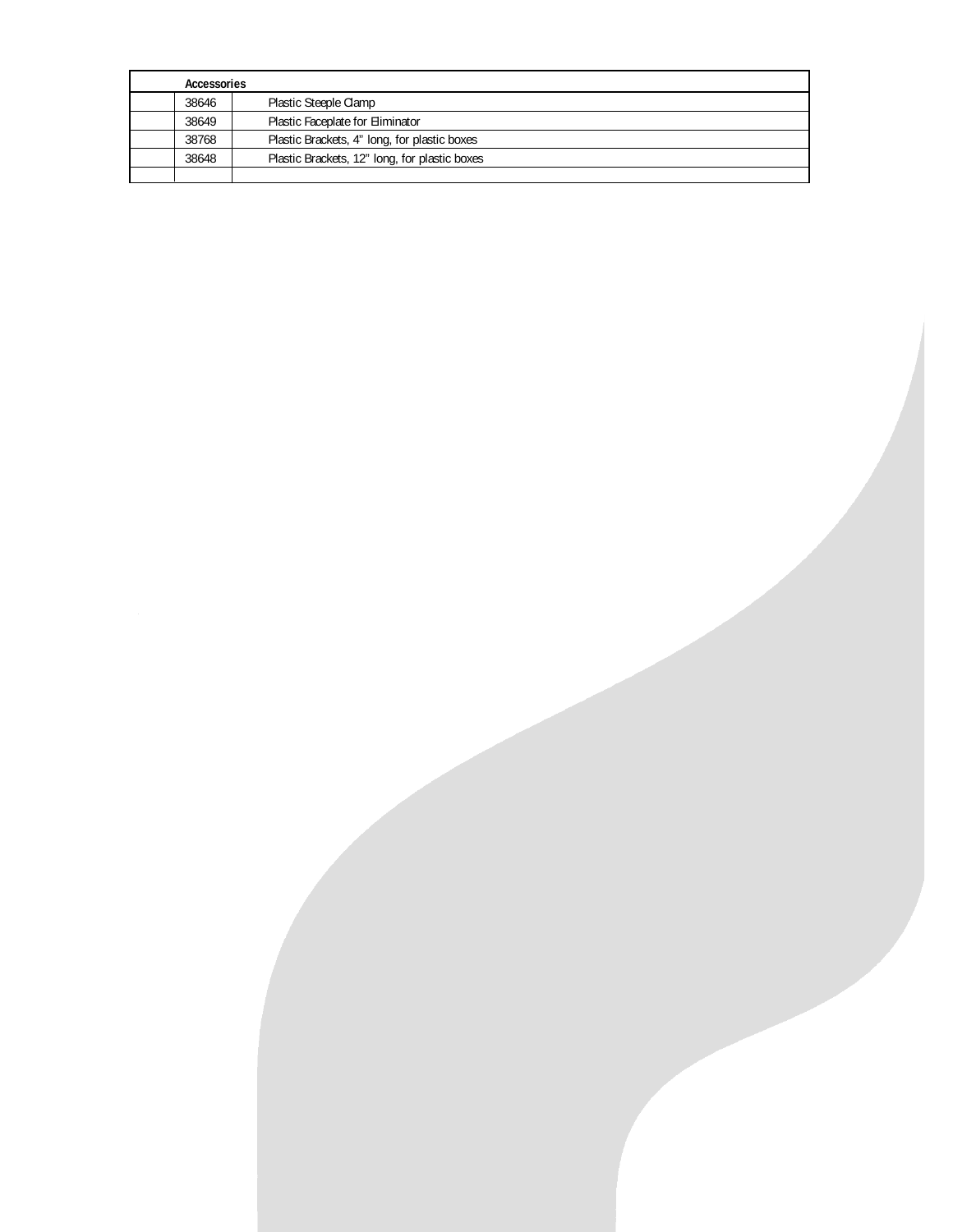| | | |
|---|---|---|
| | **Accessories** | |
| | 38646 | Plastic Steeple Clamp |
| | 38649 | Plastic Faceplate for Eliminator |
| | 38768 | Plastic Brackets, 4" long, for plastic boxes |
| | 38648 | Plastic Brackets, 12" long, for plastic boxes |
| | | |